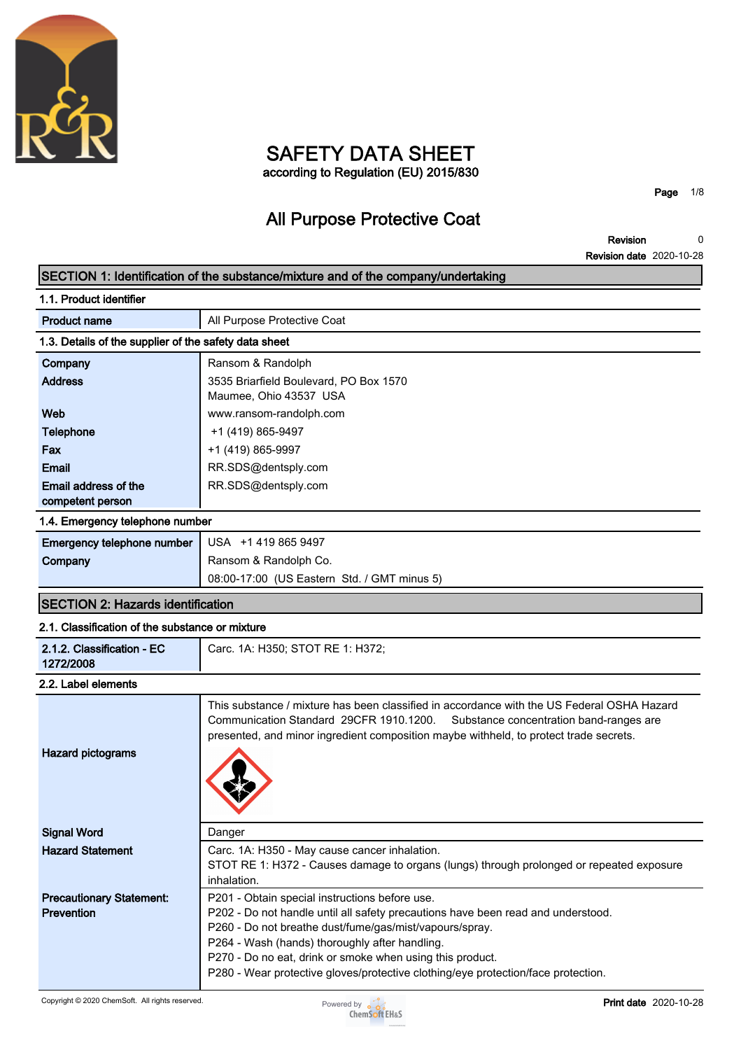# SAFETY DATA SHEET

according to Regulation (EU) 2015/830

## All Purpose Protective Coat

**Revision** 0

**Revision date** 2020-10-28

## SECTION 1: Identification of the substance/mixture and of the company/undertaking

### 1.1. Product identifier

| | |
|---|---|
| **Product name** | All Purpose Protective Coat |

### 1.3. Details of the supplier of the safety data sheet

| | |
|---|---|
| **Company** | Ransom & Randolph |
| **Address** | 3535 Briarfield Boulevard, PO Box 1570<br>Maumee, Ohio 43537 USA |
| **Web** | www.ransom-randolph.com |
| **Telephone** | +1 (419) 865-9497 |
| **Fax** | +1 (419) 865-9997 |
| **Email** | RR.SDS@dentsply.com |
| **Email address of the competent person** | RR.SDS@dentsply.com |

### 1.4. Emergency telephone number

| | |
|---|---|
| **Emergency telephone number** | USA +1 419 865 9497 |
| **Company** | Ransom & Randolph Co.<br>08:00-17:00 (US Eastern Std. / GMT minus 5) |

## SECTION 2: Hazards identification

### 2.1. Classification of the substance or mixture

| | |
|---|---|
| **2.1.2. Classification - EC 1272/2008** | Carc. 1A: H350; STOT RE 1: H372; |

### 2.2. Label elements

| | |
|---|---|
| **Hazard pictograms** | This substance / mixture has been classified in accordance with the US Federal OSHA Hazard Communication Standard 29CFR 1910.1200. Substance concentration band-ranges are presented, and minor ingredient composition maybe withheld, to protect trade secrets. |
| **Signal Word** | Danger |
| **Hazard Statement** | Carc. 1A: H350 - May cause cancer inhalation.<br>STOT RE 1: H372 - Causes damage to organs (lungs) through prolonged or repeated exposure inhalation. |
| **Precautionary Statement: Prevention** | P201 - Obtain special instructions before use.<br>P202 - Do not handle until all safety precautions have been read and understood.<br>P260 - Do not breathe dust/fume/gas/mist/vapours/spray.<br>P264 - Wash (hands) thoroughly after handling.<br>P270 - Do no eat, drink or smoke when using this product.<br>P280 - Wear protective gloves/protective clothing/eye protection/face protection. |

Copyright © 2020 ChemSoft. All rights reserved.

**Print date** 2020-10-28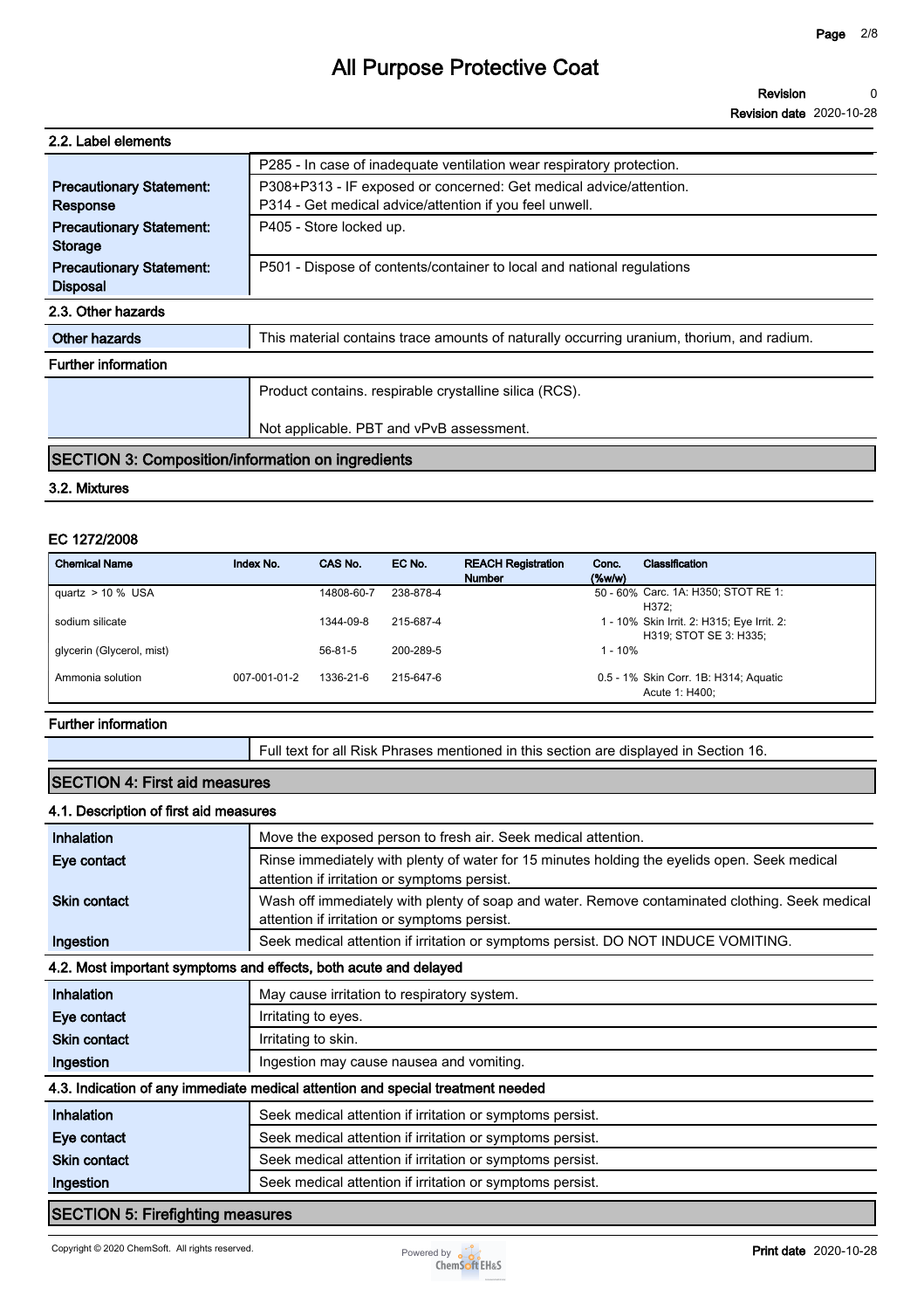### 2.2. Label elements

| | |
|---|---|
| | P285 - In case of inadequate ventilation wear respiratory protection. |
| **Precautionary Statement: Response** | P308+P313 - IF exposed or concerned: Get medical advice/attention.<br>P314 - Get medical advice/attention if you feel unwell. |
| **Precautionary Statement: Storage** | P405 - Store locked up. |
| **Precautionary Statement: Disposal** | P501 - Dispose of contents/container to local and national regulations |

### 2.3. Other hazards

| | |
|---|---|
| **Other hazards** | This material contains trace amounts of naturally occurring uranium, thorium, and radium. |

**Further information**

| | |
|---|---|
| | Product contains. respirable crystalline silica (RCS).<br><br>Not applicable. PBT and vPvB assessment. |

## SECTION 3: Composition/information on ingredients

### 3.2. Mixtures

**EC 1272/2008**

| Chemical Name | Index No. | CAS No. | EC No. | REACH Registration Number | Conc. (%w/w) | Classification |
|---|---|---|---|---|---|---|
| quartz > 10 % USA | | 14808-60-7 | 238-878-4 | | 50 - 60% | Carc. 1A: H350; STOT RE 1: H372; |
| sodium silicate | | 1344-09-8 | 215-687-4 | | 1 - 10% | Skin Irrit. 2: H315; Eye Irrit. 2: H319; STOT SE 3: H335; |
| glycerin (Glycerol, mist) | | 56-81-5 | 200-289-5 | | 1 - 10% | |
| Ammonia solution | 007-001-01-2 | 1336-21-6 | 215-647-6 | | 0.5 - 1% | Skin Corr. 1B: H314; Aquatic Acute 1: H400; |

**Further information**

| | |
|---|---|
| | Full text for all Risk Phrases mentioned in this section are displayed in Section 16. |

## SECTION 4: First aid measures

### 4.1. Description of first aid measures

| | |
|---|---|
| **Inhalation** | Move the exposed person to fresh air. Seek medical attention. |
| **Eye contact** | Rinse immediately with plenty of water for 15 minutes holding the eyelids open. Seek medical attention if irritation or symptoms persist. |
| **Skin contact** | Wash off immediately with plenty of soap and water. Remove contaminated clothing. Seek medical attention if irritation or symptoms persist. |
| **Ingestion** | Seek medical attention if irritation or symptoms persist. DO NOT INDUCE VOMITING. |

### 4.2. Most important symptoms and effects, both acute and delayed

| | |
|---|---|
| **Inhalation** | May cause irritation to respiratory system. |
| **Eye contact** | Irritating to eyes. |
| **Skin contact** | Irritating to skin. |
| **Ingestion** | Ingestion may cause nausea and vomiting. |

### 4.3. Indication of any immediate medical attention and special treatment needed

| | |
|---|---|
| **Inhalation** | Seek medical attention if irritation or symptoms persist. |
| **Eye contact** | Seek medical attention if irritation or symptoms persist. |
| **Skin contact** | Seek medical attention if irritation or symptoms persist. |
| **Ingestion** | Seek medical attention if irritation or symptoms persist. |

## SECTION 5: Firefighting measures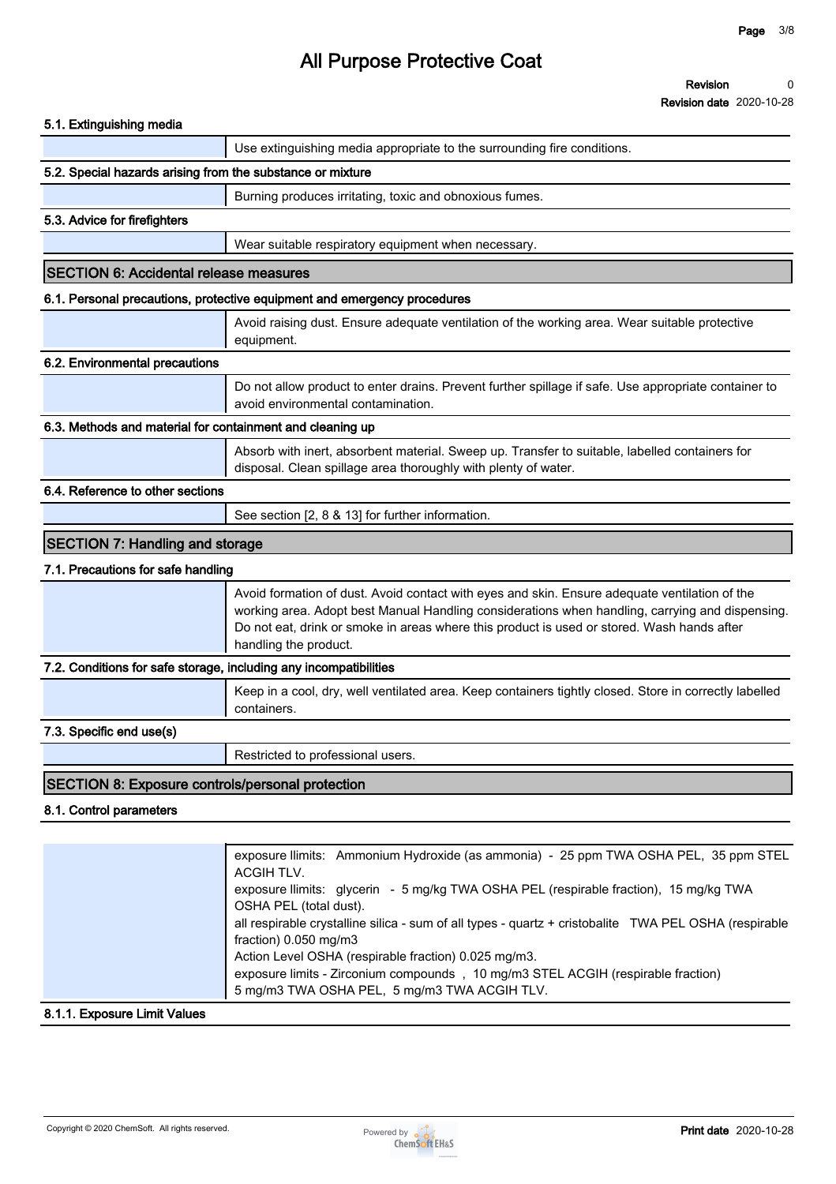### 5.1. Extinguishing media

Use extinguishing media appropriate to the surrounding fire conditions.

### 5.2. Special hazards arising from the substance or mixture

Burning produces irritating, toxic and obnoxious fumes.

### 5.3. Advice for firefighters

Wear suitable respiratory equipment when necessary.

## SECTION 6: Accidental release measures

### 6.1. Personal precautions, protective equipment and emergency procedures

Avoid raising dust. Ensure adequate ventilation of the working area. Wear suitable protective equipment.

### 6.2. Environmental precautions

Do not allow product to enter drains. Prevent further spillage if safe. Use appropriate container to avoid environmental contamination.

### 6.3. Methods and material for containment and cleaning up

Absorb with inert, absorbent material. Sweep up. Transfer to suitable, labelled containers for disposal. Clean spillage area thoroughly with plenty of water.

### 6.4. Reference to other sections

See section [2, 8 & 13] for further information.

## SECTION 7: Handling and storage

### 7.1. Precautions for safe handling

Avoid formation of dust. Avoid contact with eyes and skin. Ensure adequate ventilation of the working area. Adopt best Manual Handling considerations when handling, carrying and dispensing. Do not eat, drink or smoke in areas where this product is used or stored. Wash hands after handling the product.

### 7.2. Conditions for safe storage, including any incompatibilities

Keep in a cool, dry, well ventilated area. Keep containers tightly closed. Store in correctly labelled containers.

### 7.3. Specific end use(s)

Restricted to professional users.

## SECTION 8: Exposure controls/personal protection

### 8.1. Control parameters

exposure llimits: Ammonium Hydroxide (as ammonia) - 25 ppm TWA OSHA PEL, 35 ppm STEL ACGIH TLV.
exposure llimits: glycerin - 5 mg/kg TWA OSHA PEL (respirable fraction), 15 mg/kg TWA OSHA PEL (total dust).
all respirable crystalline silica - sum of all types - quartz + cristobalite TWA PEL OSHA (respirable fraction) 0.050 mg/m3
Action Level OSHA (respirable fraction) 0.025 mg/m3.
exposure limits - Zirconium compounds , 10 mg/m3 STEL ACGIH (respirable fraction)
5 mg/m3 TWA OSHA PEL, 5 mg/m3 TWA ACGIH TLV.

### 8.1.1. Exposure Limit Values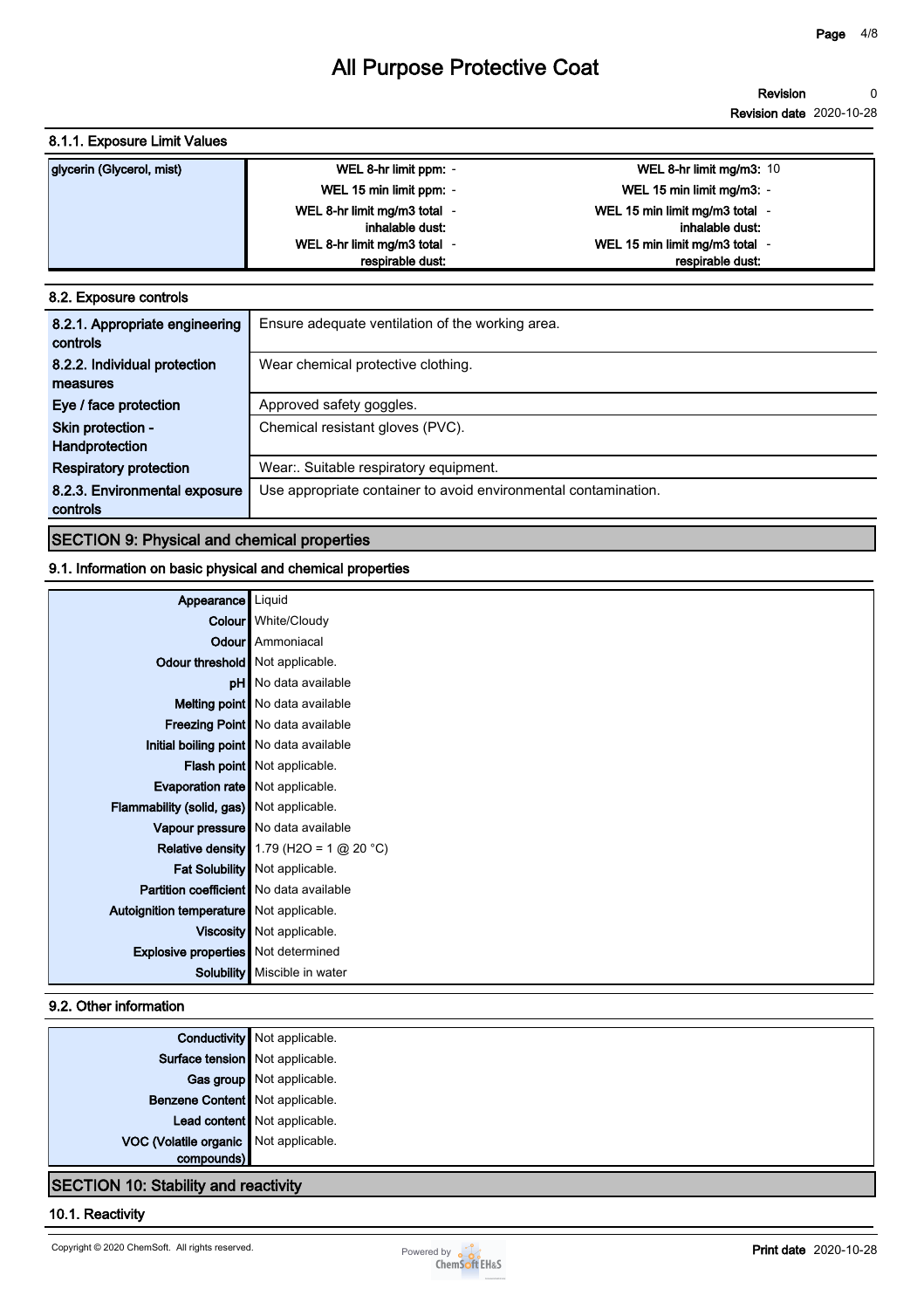#### 8.1.1. Exposure Limit Values

| glycerin (Glycerol, mist) | | |
|---|---|---|
| | WEL 8-hr limit ppm: - | WEL 8-hr limit mg/m3: 10 |
| | WEL 15 min limit ppm: - | WEL 15 min limit mg/m3: - |
| | WEL 8-hr limit mg/m3 total inhalable dust: - | WEL 15 min limit mg/m3 total inhalable dust: - |
| | WEL 8-hr limit mg/m3 total respirable dust: - | WEL 15 min limit mg/m3 total respirable dust: - |

#### 8.2. Exposure controls

| | |
|---|---|
| 8.2.1. Appropriate engineering controls | Ensure adequate ventilation of the working area. |
| 8.2.2. Individual protection measures | Wear chemical protective clothing. |
| Eye / face protection | Approved safety goggles. |
| Skin protection - Handprotection | Chemical resistant gloves (PVC). |
| Respiratory protection | Wear:. Suitable respiratory equipment. |
| 8.2.3. Environmental exposure controls | Use appropriate container to avoid environmental contamination. |

## SECTION 9: Physical and chemical properties

#### 9.1. Information on basic physical and chemical properties

| | |
|---|---|
| Appearance | Liquid |
| Colour | White/Cloudy |
| Odour | Ammoniacal |
| Odour threshold | Not applicable. |
| pH | No data available |
| Melting point | No data available |
| Freezing Point | No data available |
| Initial boiling point | No data available |
| Flash point | Not applicable. |
| Evaporation rate | Not applicable. |
| Flammability (solid, gas) | Not applicable. |
| Vapour pressure | No data available |
| Relative density | 1.79 (H2O = 1 @ 20 °C) |
| Fat Solubility | Not applicable. |
| Partition coefficient | No data available |
| Autoignition temperature | Not applicable. |
| Viscosity | Not applicable. |
| Explosive properties | Not determined |
| Solubility | Miscible in water |

#### 9.2. Other information

| | |
|---|---|
| Conductivity | Not applicable. |
| Surface tension | Not applicable. |
| Gas group | Not applicable. |
| Benzene Content | Not applicable. |
| Lead content | Not applicable. |
| VOC (Volatile organic compounds) | Not applicable. |

## SECTION 10: Stability and reactivity

#### 10.1. Reactivity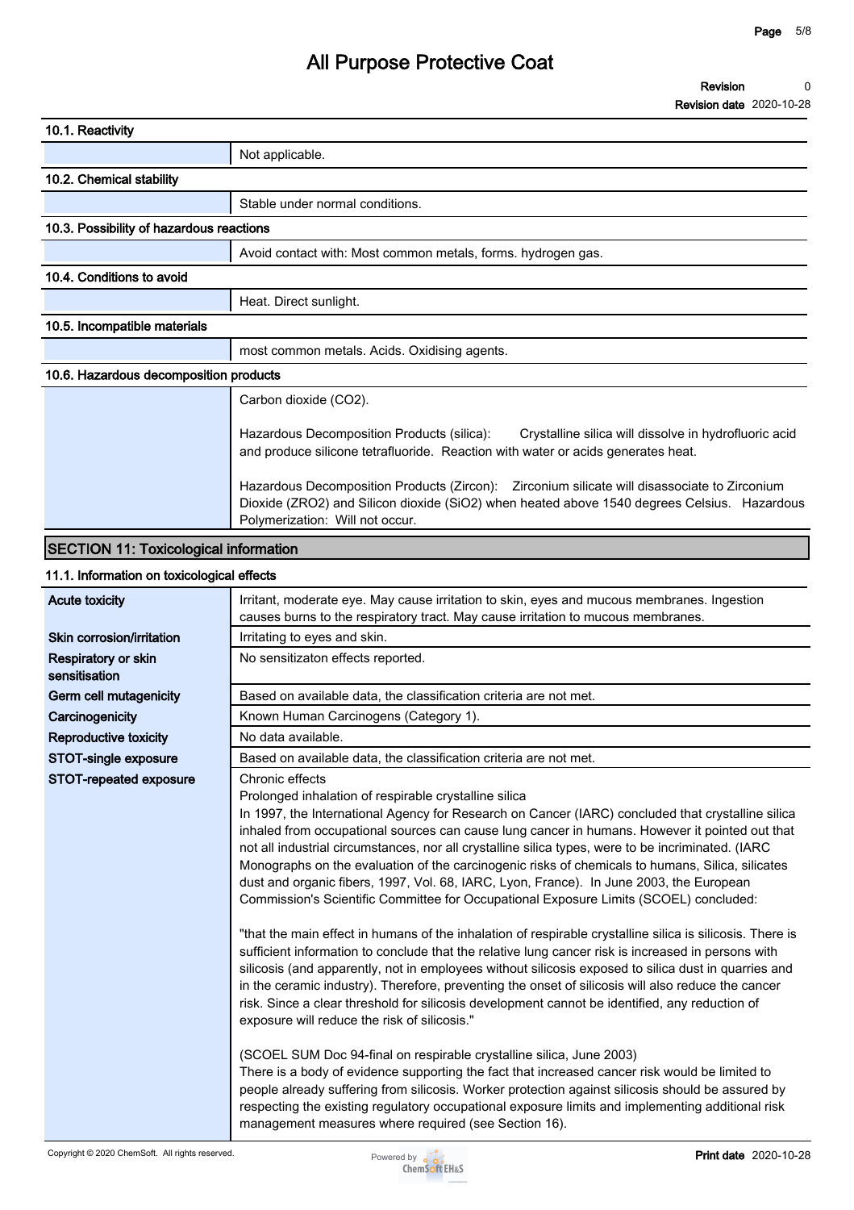### 10.1. Reactivity

Not applicable.

### 10.2. Chemical stability

Stable under normal conditions.

### 10.3. Possibility of hazardous reactions

Avoid contact with: Most common metals, forms. hydrogen gas.

### 10.4. Conditions to avoid

Heat. Direct sunlight.

### 10.5. Incompatible materials

most common metals. Acids. Oxidising agents.

### 10.6. Hazardous decomposition products

Carbon dioxide ($CO_2$).

Hazardous Decomposition Products (silica): Crystalline silica will dissolve in hydrofluoric acid and produce silicone tetrafluoride. Reaction with water or acids generates heat.

Hazardous Decomposition Products (Zircon): Zirconium silicate will disassociate to Zirconium Dioxide (ZRO2) and Silicon dioxide ($SiO_2$) when heated above 1540 degrees Celsius. Hazardous Polymerization: Will not occur.

## SECTION 11: Toxicological information

### 11.1. Information on toxicological effects

| | |
|---|---|
| **Acute toxicity** | Irritant, moderate eye. May cause irritation to skin, eyes and mucous membranes. Ingestion causes burns to the respiratory tract. May cause irritation to mucous membranes. |
| **Skin corrosion/irritation** | Irritating to eyes and skin. |
| **Respiratory or skin sensitisation** | No sensitizaton effects reported. |
| **Germ cell mutagenicity** | Based on available data, the classification criteria are not met. |
| **Carcinogenicity** | Known Human Carcinogens (Category 1). |
| **Reproductive toxicity** | No data available. |
| **STOT-single exposure** | Based on available data, the classification criteria are not met. |
| **STOT-repeated exposure** | Chronic effects<br>Prolonged inhalation of respirable crystalline silica<br>In 1997, the International Agency for Research on Cancer (IARC) concluded that crystalline silica inhaled from occupational sources can cause lung cancer in humans. However it pointed out that not all industrial circumstances, nor all crystalline silica types, were to be incriminated. (IARC Monographs on the evaluation of the carcinogenic risks of chemicals to humans, Silica, silicates dust and organic fibers, 1997, Vol. 68, IARC, Lyon, France). In June 2003, the European Commission's Scientific Committee for Occupational Exposure Limits (SCOEL) concluded:<br><br>"that the main effect in humans of the inhalation of respirable crystalline silica is silicosis. There is sufficient information to conclude that the relative lung cancer risk is increased in persons with silicosis (and apparently, not in employees without silicosis exposed to silica dust in quarries and in the ceramic industry). Therefore, preventing the onset of silicosis will also reduce the cancer risk. Since a clear threshold for silicosis development cannot be identified, any reduction of exposure will reduce the risk of silicosis."<br><br>(SCOEL SUM Doc 94-final on respirable crystalline silica, June 2003)<br>There is a body of evidence supporting the fact that increased cancer risk would be limited to people already suffering from silicosis. Worker protection against silicosis should be assured by respecting the existing regulatory occupational exposure limits and implementing additional risk management measures where required (see Section 16). |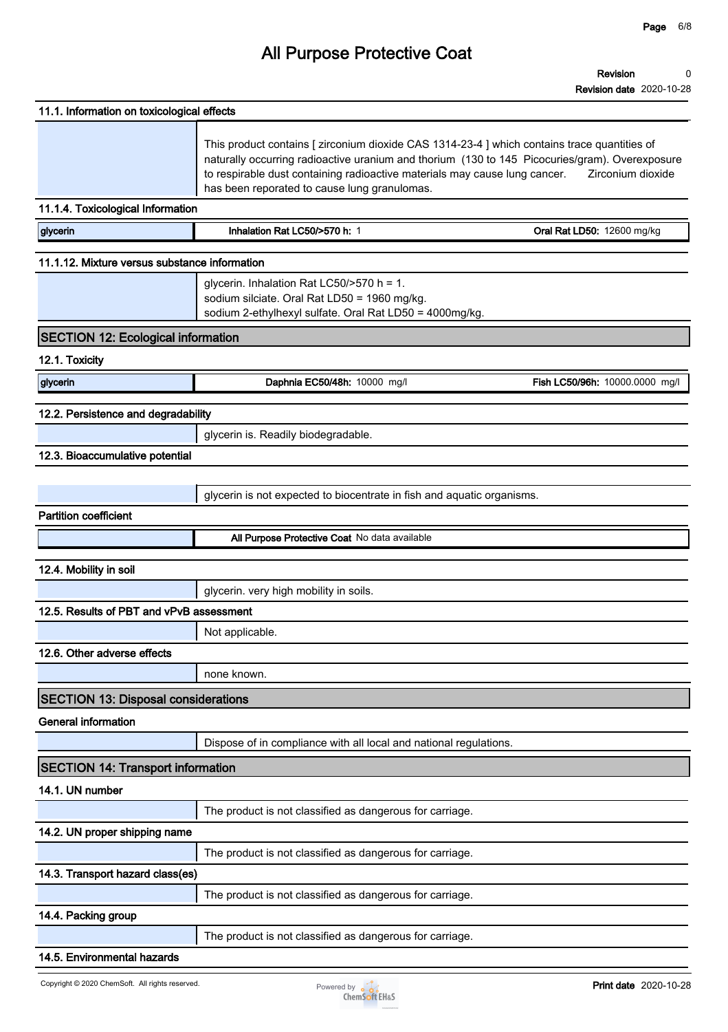### 11.1. Information on toxicological effects

This product contains [ zirconium dioxide CAS 1314-23-4 ] which contains trace quantities of naturally occurring radioactive uranium and thorium (130 to 145 Picocuries/gram). Overexposure to respirable dust containing radioactive materials may cause lung cancer. Zirconium dioxide has been reporated to cause lung granulomas.

### 11.1.4. Toxicological Information

| glycerin | **Inhalation Rat LC50/>570 h:** 1 | **Oral Rat LD50:** 12600 mg/kg |
|---|---|---|

### 11.1.12. Mixture versus substance information

glycerin. Inhalation Rat LC50/>570 h = 1.
sodium silciate. Oral Rat LD50 = 1960 mg/kg.
sodium 2-ethylhexyl sulfate. Oral Rat LD50 = 4000mg/kg.

## SECTION 12: Ecological information

### 12.1. Toxicity

| glycerin | **Daphnia EC50/48h:** 10000 mg/l | **Fish LC50/96h:** 10000.0000 mg/l |
|---|---|---|

### 12.2. Persistence and degradability

glycerin is. Readily biodegradable.

### 12.3. Bioaccumulative potential

glycerin is not expected to biocentrate in fish and aquatic organisms.

**Partition coefficient**

| | **All Purpose Protective Coat** No data available |
|---|---|

### 12.4. Mobility in soil

glycerin. very high mobility in soils.

### 12.5. Results of PBT and vPvB assessment

Not applicable.

### 12.6. Other adverse effects

none known.

## SECTION 13: Disposal considerations

**General information**

Dispose of in compliance with all local and national regulations.

## SECTION 14: Transport information

### 14.1. UN number

The product is not classified as dangerous for carriage.

### 14.2. UN proper shipping name

The product is not classified as dangerous for carriage.

### 14.3. Transport hazard class(es)

The product is not classified as dangerous for carriage.

### 14.4. Packing group

The product is not classified as dangerous for carriage.

### 14.5. Environmental hazards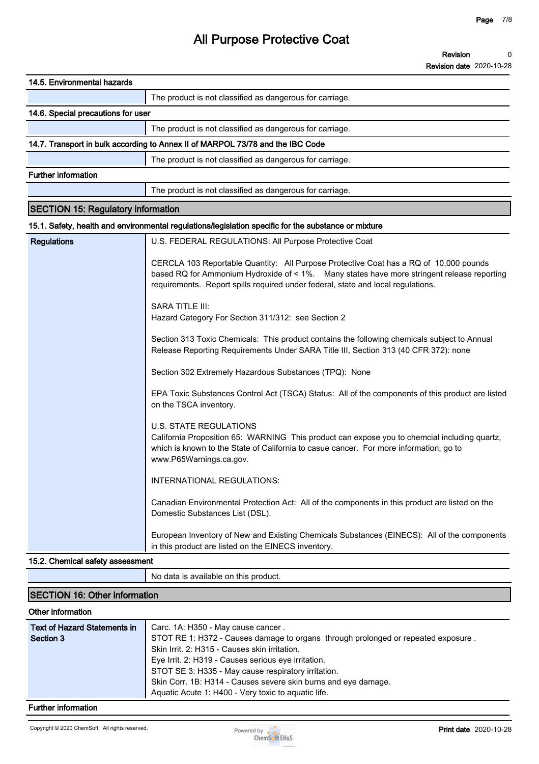### 14.5. Environmental hazards

| | |
|---|---|
| | The product is not classified as dangerous for carriage. |

### 14.6. Special precautions for user

| | |
|---|---|
| | The product is not classified as dangerous for carriage. |

### 14.7. Transport in bulk according to Annex II of MARPOL 73/78 and the IBC Code

| | |
|---|---|
| | The product is not classified as dangerous for carriage. |

### Further information

| | |
|---|---|
| | The product is not classified as dangerous for carriage. |

## SECTION 15: Regulatory information

### 15.1. Safety, health and environmental regulations/legislation specific for the substance or mixture

**Regulations**

U.S. FEDERAL REGULATIONS: All Purpose Protective Coat

CERCLA 103 Reportable Quantity: All Purpose Protective Coat has a RQ of 10,000 pounds based RQ for Ammonium Hydroxide of < 1%. Many states have more stringent release reporting requirements. Report spills required under federal, state and local regulations.

SARA TITLE III:
Hazard Category For Section 311/312: see Section 2

Section 313 Toxic Chemicals: This product contains the following chemicals subject to Annual Release Reporting Requirements Under SARA Title III, Section 313 (40 CFR 372): none

Section 302 Extremely Hazardous Substances (TPQ): None

EPA Toxic Substances Control Act (TSCA) Status: All of the components of this product are listed on the TSCA inventory.

U.S. STATE REGULATIONS
California Proposition 65: WARNING This product can expose you to chemcial including quartz, which is known to the State of California to casue cancer. For more information, go to www.P65Warnings.ca.gov.

INTERNATIONAL REGULATIONS:

Canadian Environmental Protection Act: All of the components in this product are listed on the Domestic Substances List (DSL).

European Inventory of New and Existing Chemicals Substances (EINECS): All of the components in this product are listed on the EINECS inventory.

### 15.2. Chemical safety assessment

| | |
|---|---|
| | No data is available on this product. |

## SECTION 16: Other information

### Other information

**Text of Hazard Statements in Section 3**

Carc. 1A: H350 - May cause cancer .
STOT RE 1: H372 - Causes damage to organs through prolonged or repeated exposure .
Skin Irrit. 2: H315 - Causes skin irritation.
Eye Irrit. 2: H319 - Causes serious eye irritation.
STOT SE 3: H335 - May cause respiratory irritation.
Skin Corr. 1B: H314 - Causes severe skin burns and eye damage.
Aquatic Acute 1: H400 - Very toxic to aquatic life.

### Further information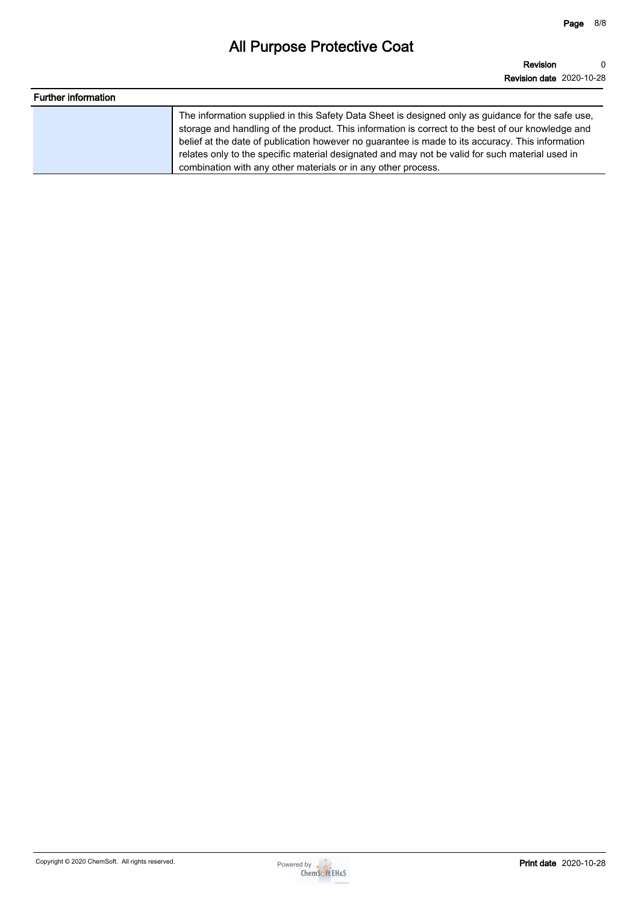## Further information

| | |
|---|---|
| | The information supplied in this Safety Data Sheet is designed only as guidance for the safe use, storage and handling of the product. This information is correct to the best of our knowledge and belief at the date of publication however no guarantee is made to its accuracy. This information relates only to the specific material designated and may not be valid for such material used in combination with any other materials or in any other process. |